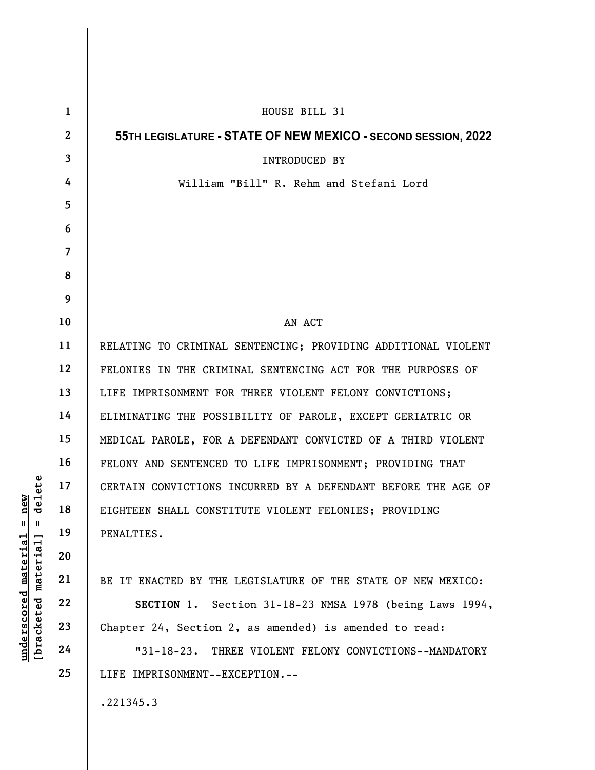HOUSE BILL 31

**55TH LEGISLATURE - STATE OF NEW MEXICO - SECOND SESSION, 2022**

INTRODUCED BY

William "Bill" R. Rehm and Stefani Lord

AN ACT

RELATING TO CRIMINAL SENTENCING; PROVIDING ADDITIONAL VIOLENT FELONIES IN THE CRIMINAL SENTENCING ACT FOR THE PURPOSES OF LIFE IMPRISONMENT FOR THREE VIOLENT FELONY CONVICTIONS; ELIMINATING THE POSSIBILITY OF PAROLE, EXCEPT GERIATRIC OR MEDICAL PAROLE, FOR A DEFENDANT CONVICTED OF A THIRD VIOLENT FELONY AND SENTENCED TO LIFE IMPRISONMENT; PROVIDING THAT CERTAIN CONVICTIONS INCURRED BY A DEFENDANT BEFORE THE AGE OF EIGHTEEN SHALL CONSTITUTE VIOLENT FELONIES; PROVIDING PENALTIES.

BE IT ENACTED BY THE LEGISLATURE OF THE STATE OF NEW MEXICO:

**SECTION 1.** Section 31-18-23 NMSA 1978 (being Laws 1994, Chapter 24, Section 2, as amended) is amended to read:

"31-18-23. THREE VIOLENT FELONY CONVICTIONS--MANDATORY LIFE IMPRISONMENT--EXCEPTION.--

.221345.3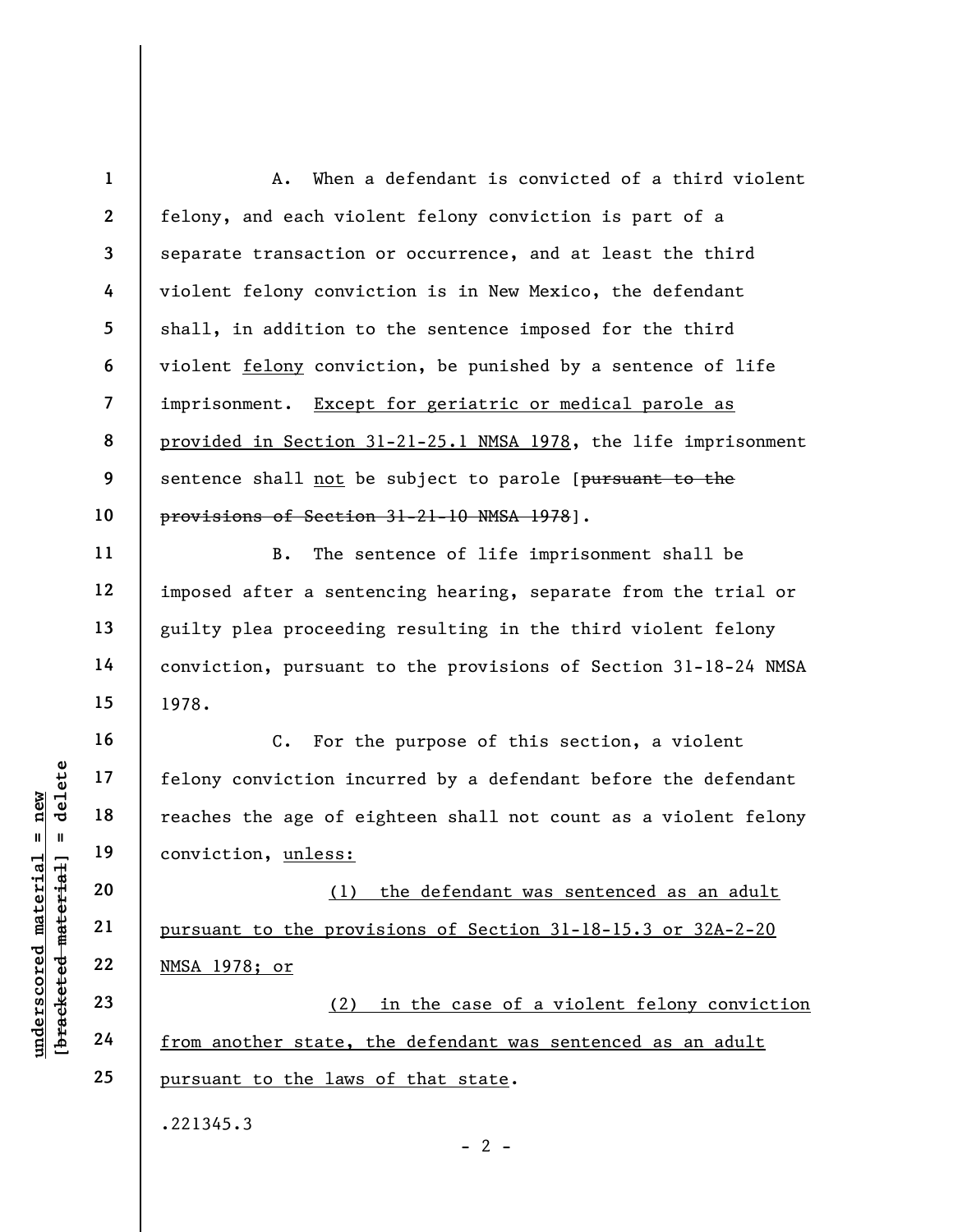A. When a defendant is convicted of a third violent felony, and each violent felony conviction is part of a separate transaction or occurrence, and at least the third violent felony conviction is in New Mexico, the defendant shall, in addition to the sentence imposed for the third violent <u>felony</u> conviction, be punished by a sentence of life imprisonment. <u>Except for geriatric or medical parole as provided in Section 31-21-25.1 NMSA 1978</u>, the life imprisonment sentence shall <u>not</u> be subject to parole [~~pursuant to the provisions of Section 31-21-10 NMSA 1978~~].

B. The sentence of life imprisonment shall be imposed after a sentencing hearing, separate from the trial or guilty plea proceeding resulting in the third violent felony conviction, pursuant to the provisions of Section 31-18-24 NMSA 1978.

C. For the purpose of this section, a violent felony conviction incurred by a defendant before the defendant reaches the age of eighteen shall not count as a violent felony conviction, <u>unless:</u>

<u>(1) the defendant was sentenced as an adult pursuant to the provisions of Section 31-18-15.3 or 32A-2-20 NMSA 1978; or</u>

<u>(2) in the case of a violent felony conviction from another state, the defendant was sentenced as an adult pursuant to the laws of that state</u>.

.221345.3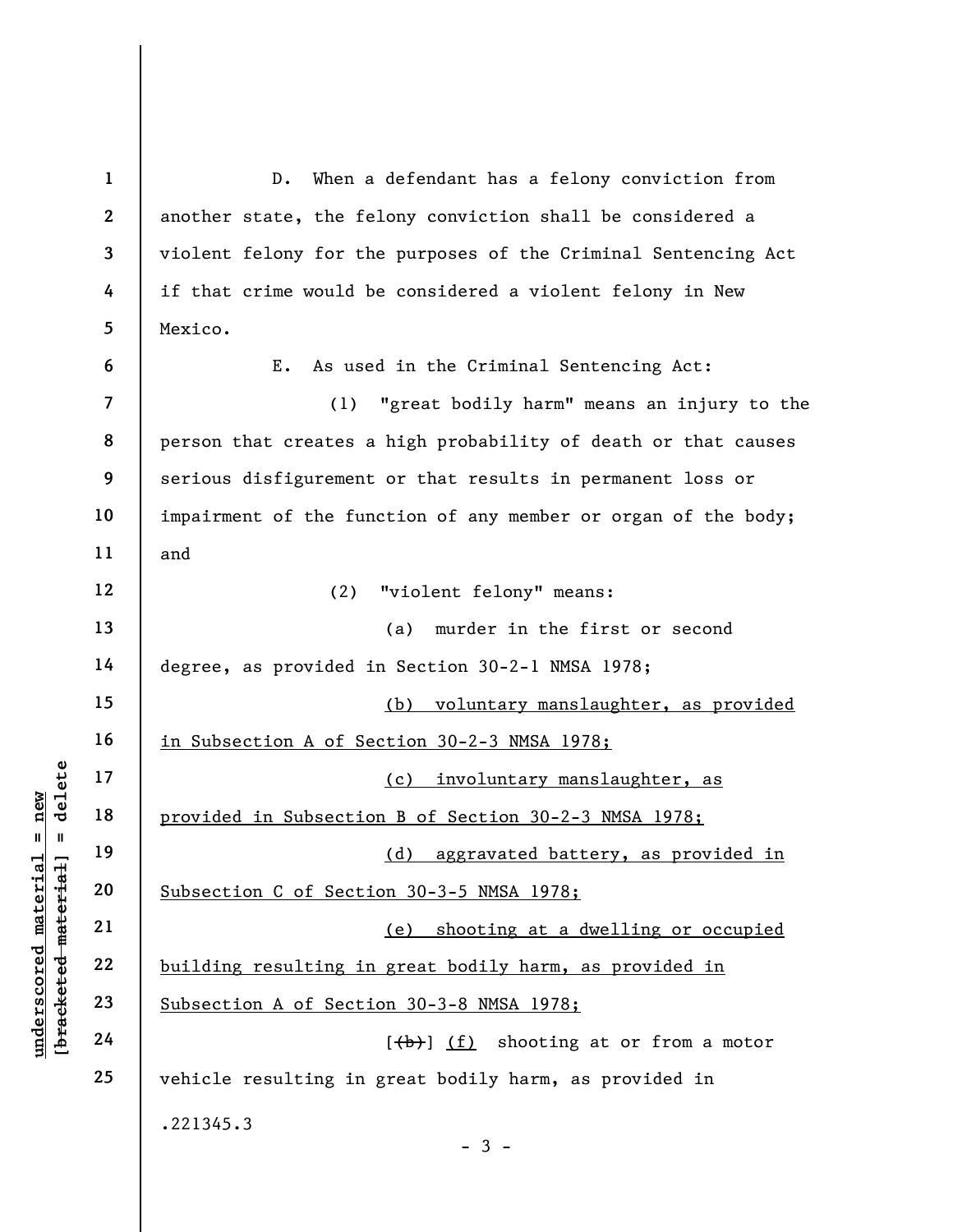D. When a defendant has a felony conviction from another state, the felony conviction shall be considered a violent felony for the purposes of the Criminal Sentencing Act if that crime would be considered a violent felony in New Mexico.

E. As used in the Criminal Sentencing Act:

(1) "great bodily harm" means an injury to the person that creates a high probability of death or that causes serious disfigurement or that results in permanent loss or impairment of the function of any member or organ of the body; and

(2) "violent felony" means:

(a) murder in the first or second degree, as provided in Section 30-2-1 NMSA 1978;

<u>(b) voluntary manslaughter, as provided in Subsection A of Section 30-2-3 NMSA 1978;</u>

<u>(c) involuntary manslaughter, as provided in Subsection B of Section 30-2-3 NMSA 1978;</u>

<u>(d) aggravated battery, as provided in Subsection C of Section 30-3-5 NMSA 1978;</u>

<u>(e) shooting at a dwelling or occupied building resulting in great bodily harm, as provided in Subsection A of Section 30-3-8 NMSA 1978;</u>

[~~(b)~~] <u>(f)</u> shooting at or from a motor vehicle resulting in great bodily harm, as provided in

.221345.3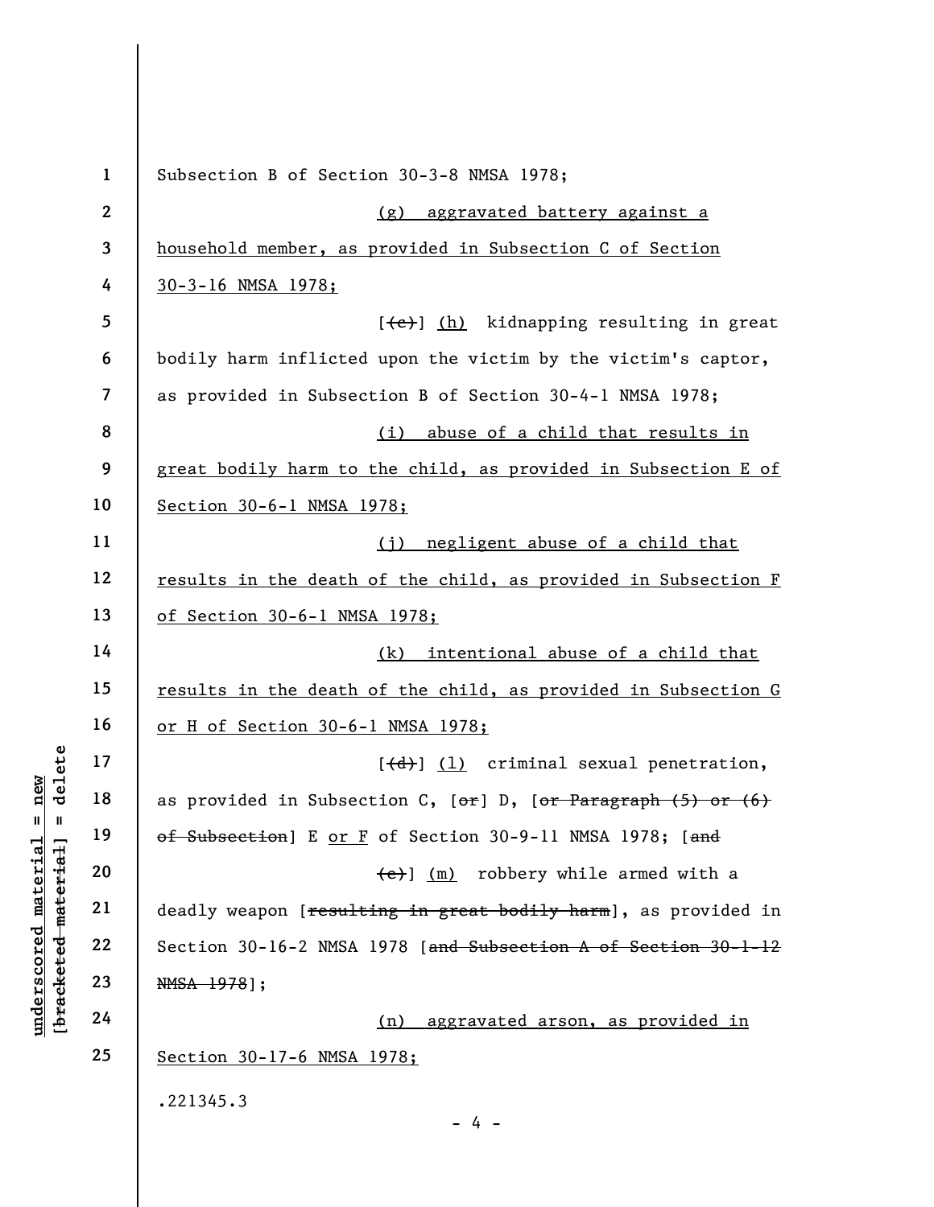Subsection B of Section 30-3-8 NMSA 1978;

(g) aggravated battery against a household member, as provided in Subsection C of Section 30-3-16 NMSA 1978;

[(c)] (h) kidnapping resulting in great bodily harm inflicted upon the victim by the victim's captor, as provided in Subsection B of Section 30-4-1 NMSA 1978;

(i) abuse of a child that results in great bodily harm to the child, as provided in Subsection E of Section 30-6-1 NMSA 1978;

(j) negligent abuse of a child that results in the death of the child, as provided in Subsection F of Section 30-6-1 NMSA 1978;

(k) intentional abuse of a child that results in the death of the child, as provided in Subsection G or H of Section 30-6-1 NMSA 1978;

[(d)] (l) criminal sexual penetration, as provided in Subsection C, [or] D, [or Paragraph (5) or (6) of Subsection] E or F of Section 30-9-11 NMSA 1978; [and

(e)] (m) robbery while armed with a deadly weapon [resulting in great bodily harm], as provided in Section 30-16-2 NMSA 1978 [and Subsection A of Section 30-1-12 NMSA 1978];

(n) aggravated arson, as provided in Section 30-17-6 NMSA 1978;

.221345.3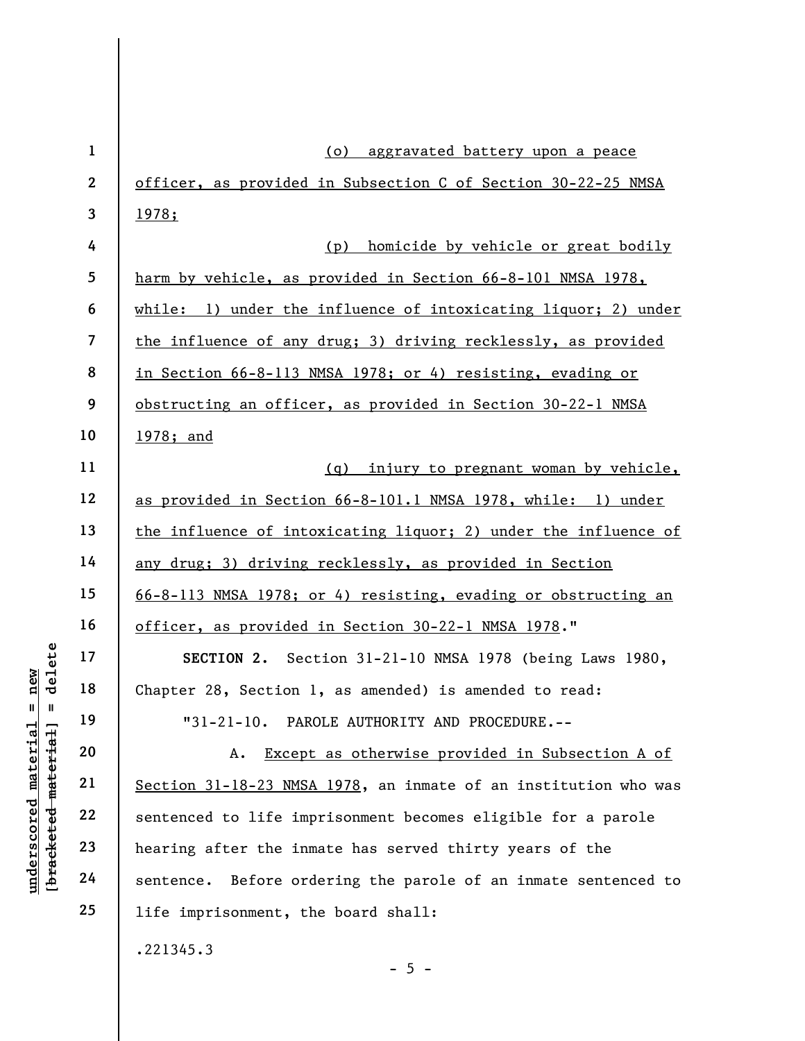(o) aggravated battery upon a peace officer, as provided in Subsection C of Section 30-22-25 NMSA 1978;

(p) homicide by vehicle or great bodily harm by vehicle, as provided in Section 66-8-101 NMSA 1978, while: 1) under the influence of intoxicating liquor; 2) under the influence of any drug; 3) driving recklessly, as provided in Section 66-8-113 NMSA 1978; or 4) resisting, evading or obstructing an officer, as provided in Section 30-22-1 NMSA 1978; and

(q) injury to pregnant woman by vehicle, as provided in Section 66-8-101.1 NMSA 1978, while: 1) under the influence of intoxicating liquor; 2) under the influence of any drug; 3) driving recklessly, as provided in Section 66-8-113 NMSA 1978; or 4) resisting, evading or obstructing an officer, as provided in Section 30-22-1 NMSA 1978."

**SECTION 2.** Section 31-21-10 NMSA 1978 (being Laws 1980, Chapter 28, Section 1, as amended) is amended to read:

"31-21-10. PAROLE AUTHORITY AND PROCEDURE.--

A. Except as otherwise provided in Subsection A of Section 31-18-23 NMSA 1978, an inmate of an institution who was sentenced to life imprisonment becomes eligible for a parole hearing after the inmate has served thirty years of the sentence. Before ordering the parole of an inmate sentenced to life imprisonment, the board shall:

.221345.3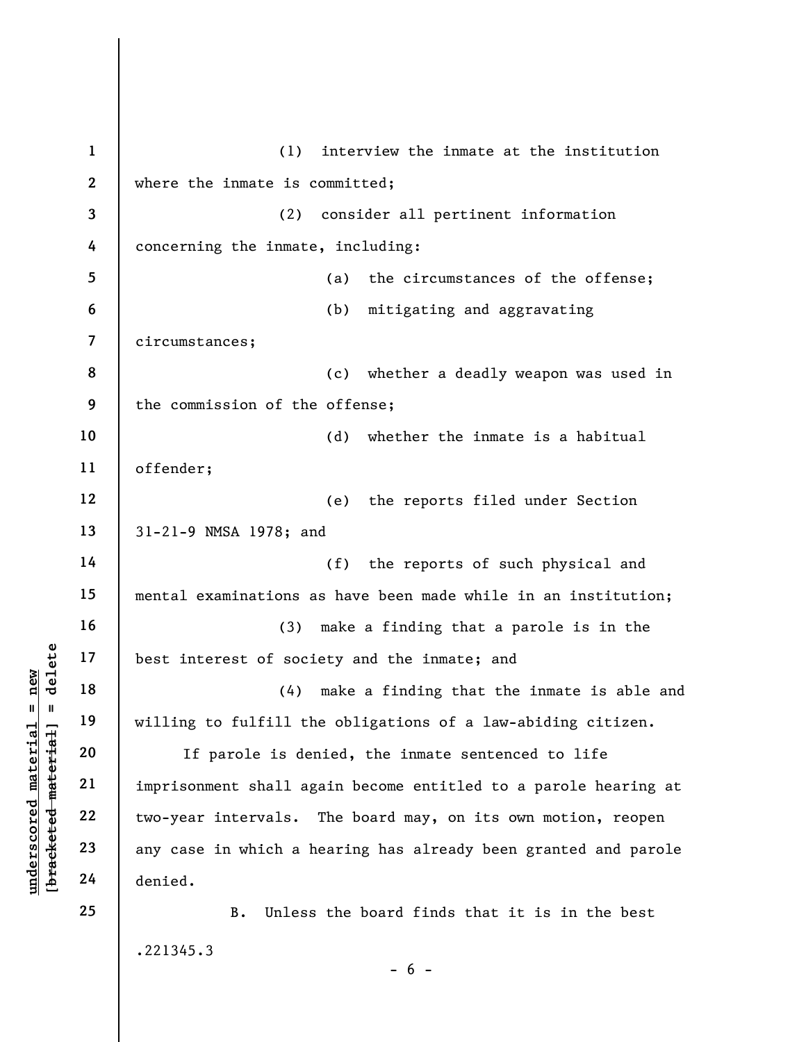(1) interview the inmate at the institution where the inmate is committed;

(2) consider all pertinent information concerning the inmate, including:

(a) the circumstances of the offense;

(b) mitigating and aggravating circumstances;

(c) whether a deadly weapon was used in the commission of the offense;

(d) whether the inmate is a habitual offender;

(e) the reports filed under Section 31-21-9 NMSA 1978; and

(f) the reports of such physical and mental examinations as have been made while in an institution;

(3) make a finding that a parole is in the best interest of society and the inmate; and

(4) make a finding that the inmate is able and willing to fulfill the obligations of a law-abiding citizen.

If parole is denied, the inmate sentenced to life imprisonment shall again become entitled to a parole hearing at two-year intervals. The board may, on its own motion, reopen any case in which a hearing has already been granted and parole denied.

B. Unless the board finds that it is in the best

.221345.3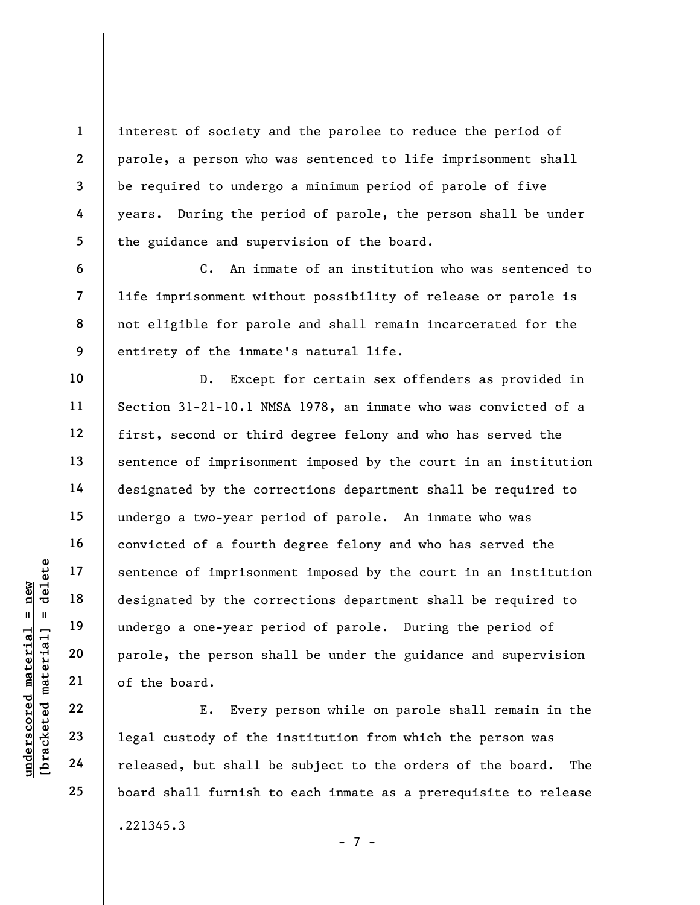interest of society and the parolee to reduce the period of parole, a person who was sentenced to life imprisonment shall be required to undergo a minimum period of parole of five years. During the period of parole, the person shall be under the guidance and supervision of the board.

C. An inmate of an institution who was sentenced to life imprisonment without possibility of release or parole is not eligible for parole and shall remain incarcerated for the entirety of the inmate's natural life.

D. Except for certain sex offenders as provided in Section 31-21-10.1 NMSA 1978, an inmate who was convicted of a first, second or third degree felony and who has served the sentence of imprisonment imposed by the court in an institution designated by the corrections department shall be required to undergo a two-year period of parole. An inmate who was convicted of a fourth degree felony and who has served the sentence of imprisonment imposed by the court in an institution designated by the corrections department shall be required to undergo a one-year period of parole. During the period of parole, the person shall be under the guidance and supervision of the board.

E. Every person while on parole shall remain in the legal custody of the institution from which the person was released, but shall be subject to the orders of the board. The board shall furnish to each inmate as a prerequisite to release

.221345.3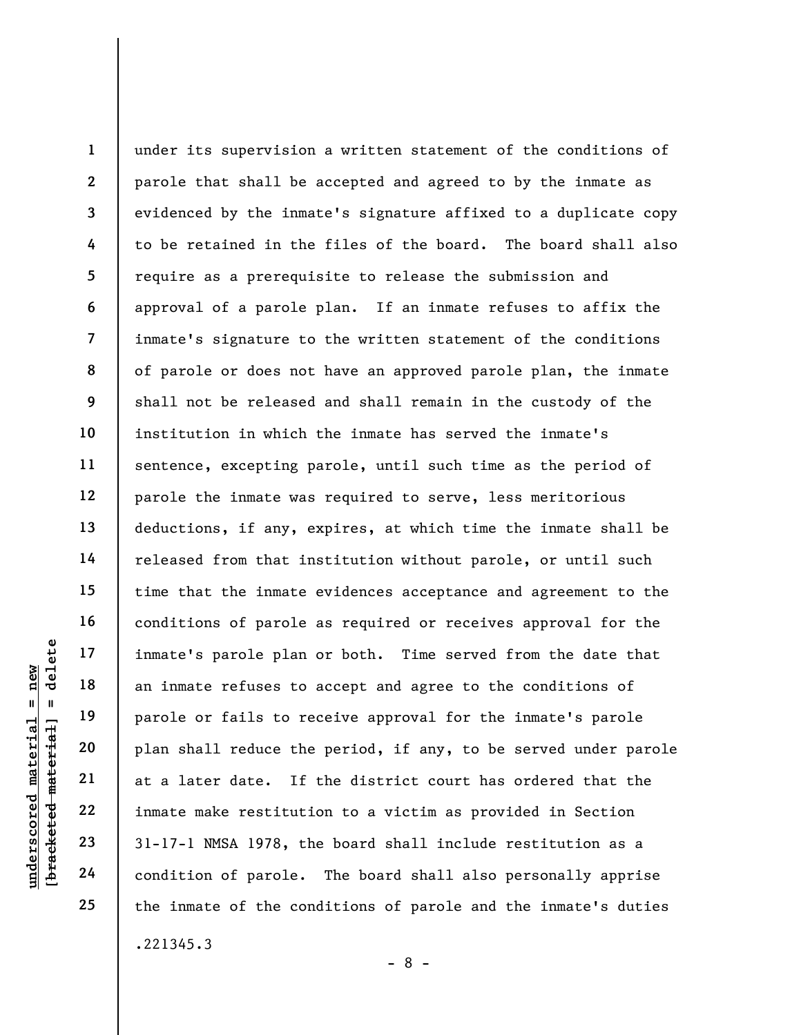under its supervision a written statement of the conditions of parole that shall be accepted and agreed to by the inmate as evidenced by the inmate's signature affixed to a duplicate copy to be retained in the files of the board. The board shall also require as a prerequisite to release the submission and approval of a parole plan. If an inmate refuses to affix the inmate's signature to the written statement of the conditions of parole or does not have an approved parole plan, the inmate shall not be released and shall remain in the custody of the institution in which the inmate has served the inmate's sentence, excepting parole, until such time as the period of parole the inmate was required to serve, less meritorious deductions, if any, expires, at which time the inmate shall be released from that institution without parole, or until such time that the inmate evidences acceptance and agreement to the conditions of parole as required or receives approval for the inmate's parole plan or both. Time served from the date that an inmate refuses to accept and agree to the conditions of parole or fails to receive approval for the inmate's parole plan shall reduce the period, if any, to be served under parole at a later date. If the district court has ordered that the inmate make restitution to a victim as provided in Section 31-17-1 NMSA 1978, the board shall include restitution as a condition of parole. The board shall also personally apprise the inmate of the conditions of parole and the inmate's duties

.221345.3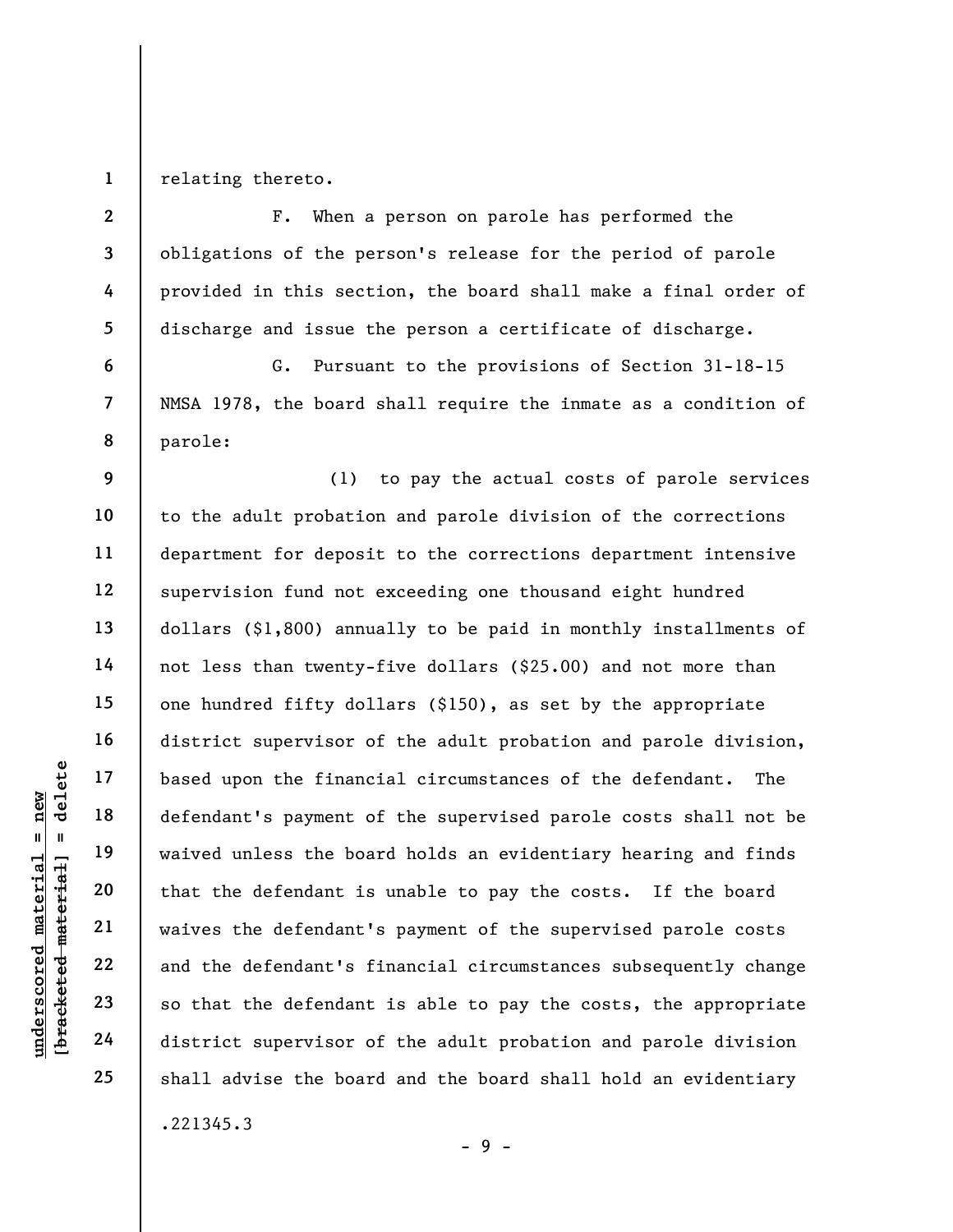relating thereto.

F. When a person on parole has performed the obligations of the person's release for the period of parole provided in this section, the board shall make a final order of discharge and issue the person a certificate of discharge.

G. Pursuant to the provisions of Section 31-18-15 NMSA 1978, the board shall require the inmate as a condition of parole:

(1) to pay the actual costs of parole services to the adult probation and parole division of the corrections department for deposit to the corrections department intensive supervision fund not exceeding one thousand eight hundred dollars ($1,800) annually to be paid in monthly installments of not less than twenty-five dollars ($25.00) and not more than one hundred fifty dollars ($150), as set by the appropriate district supervisor of the adult probation and parole division, based upon the financial circumstances of the defendant. The defendant's payment of the supervised parole costs shall not be waived unless the board holds an evidentiary hearing and finds that the defendant is unable to pay the costs. If the board waives the defendant's payment of the supervised parole costs and the defendant's financial circumstances subsequently change so that the defendant is able to pay the costs, the appropriate district supervisor of the adult probation and parole division shall advise the board and the board shall hold an evidentiary

.221345.3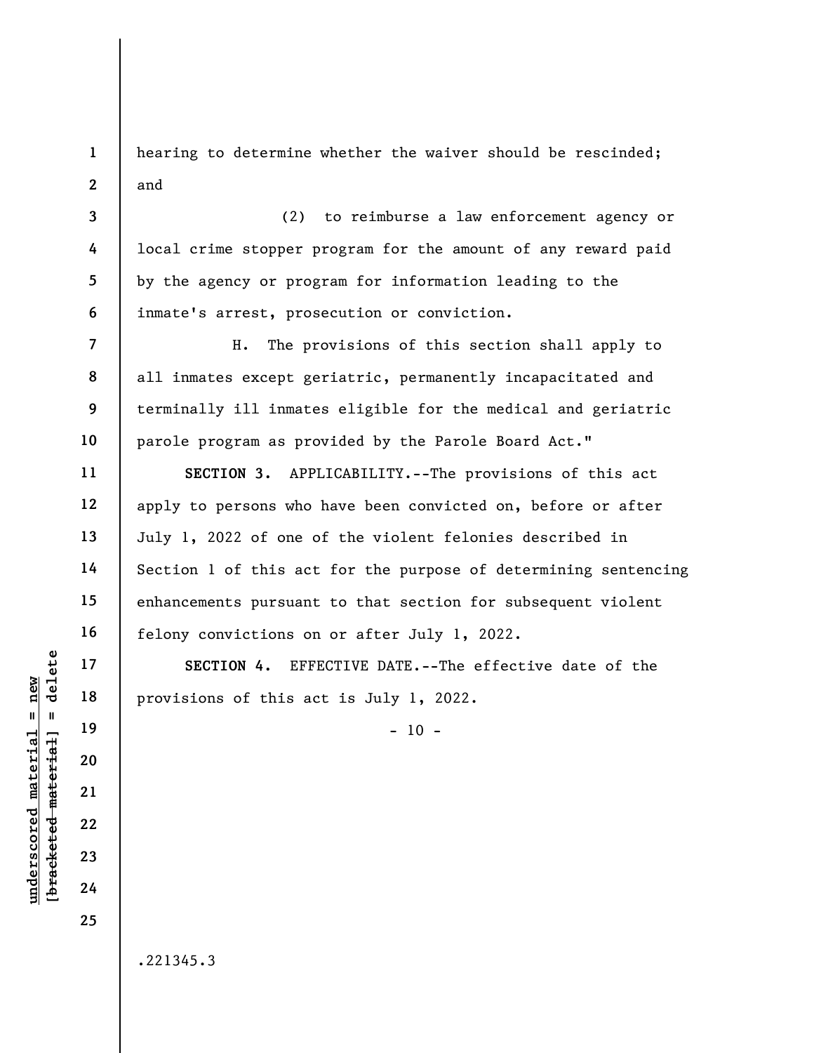hearing to determine whether the waiver should be rescinded; and

(2) to reimburse a law enforcement agency or local crime stopper program for the amount of any reward paid by the agency or program for information leading to the inmate's arrest, prosecution or conviction.

H. The provisions of this section shall apply to all inmates except geriatric, permanently incapacitated and terminally ill inmates eligible for the medical and geriatric parole program as provided by the Parole Board Act."

**SECTION 3.** APPLICABILITY.--The provisions of this act apply to persons who have been convicted on, before or after July 1, 2022 of one of the violent felonies described in Section 1 of this act for the purpose of determining sentencing enhancements pursuant to that section for subsequent violent felony convictions on or after July 1, 2022.

**SECTION 4.** EFFECTIVE DATE.--The effective date of the provisions of this act is July 1, 2022.

.221345.3